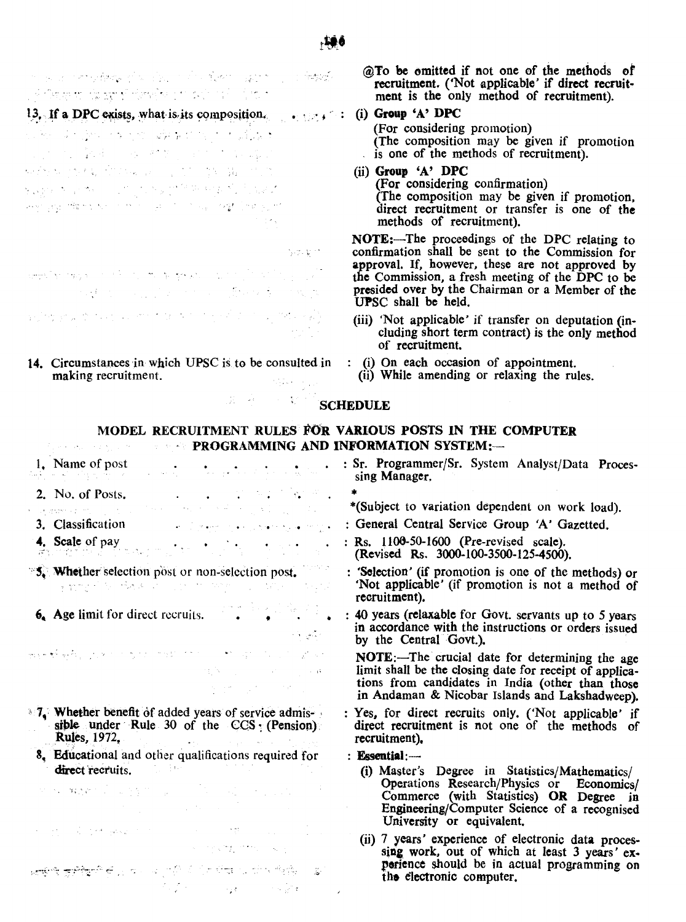@To be omitted if not one of the methods of recruitment. ('Not applicable' if direct recruitment is the only method of recruitment).

13. If a DPC exists, what is its composition. : (i) **Group 'A' DPC**
(For considering promotion)
(The composition may be given if promotion is one of the methods of recruitment).

(ii) **Group 'A' DPC**
(For considering confirmation)
(The composition may be given if promotion, direct recruitment or transfer is one of the methods of recruitment).

**NOTE:**—The proceedings of the DPC relating to confirmation shall be sent to the Commission for approval. If, however, these are not approved by the Commission, a fresh meeting of the DPC to be presided over by the Chairman or a Member of the UPSC shall be held.

(iii) 'Not applicable' if transfer on deputation (including short term contract) is the only method of recruitment.

14. Circumstances in which UPSC is to be consulted in making recruitment. : (i) On each occasion of appointment.
(ii) While amending or relaxing the rules.

## SCHEDULE

### MODEL RECRUITMENT RULES FOR VARIOUS POSTS IN THE COMPUTER PROGRAMMING AND INFORMATION SYSTEM:—

1. Name of post : Sr. Programmer/Sr. System Analyst/Data Processing Manager.

2. No. of Posts. *
*(Subject to variation dependent on work load).

3. Classification : General Central Service Group 'A' Gazetted.

4. Scale of pay : Rs. 1100-50-1600 (Pre-revised scale).
(Revised Rs. 3000-100-3500-125-4500).

5. Whether selection post or non-selection post. : 'Selection' (if promotion is one of the methods) or 'Not applicable' (if promotion is not a method of recruitment).

6. Age limit for direct recruits. : 40 years (relaxable for Govt. servants up to 5 years in accordance with the instructions or orders issued by the Central Govt.).

**NOTE:**—The crucial date for determining the age limit shall be the closing date for receipt of applications from candidates in India (other than those in Andaman & Nicobar Islands and Lakshadweep).

7. Whether benefit of added years of service admissible under Rule 30 of the CCS (Pension) Rules, 1972. : Yes, for direct recruits only. ('Not applicable' if direct recruitment is not one of the methods of recruitment).

8. Educational and other qualifications required for direct recruits. : **Essential:**—

(i) Master's Degree in Statistics/Mathematics/ Operations Research/Physics or Economics/ Commerce (with Statistics) **OR** Degree in Engineering/Computer Science of a recognised University or equivalent.

(ii) 7 years' experience of electronic data processing work, out of which at least 3 years' experience should be in actual programming on the electronic computer.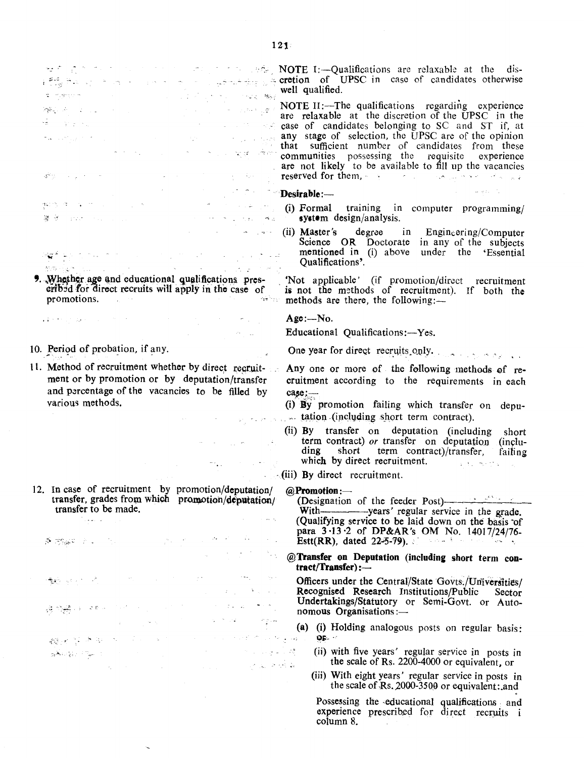NOTE I:—Qualifications are relaxable at the discretion of UPSC in case of candidates otherwise well qualified.

NOTE II:—The qualifications regarding experience are relaxable at the discretion of the UPSC in the case of candidates belonging to SC and ST if, at any stage of selection, the UPSC are of the opinion that sufficient number of candidates from these communities possessing the requisite experience are not likely to be available to fill up the vacancies reserved for them.

**Desirable:—**

(i) Formal training in computer programming/system design/analysis.

(ii) Master's degree in Engineering/Computer Science OR Doctorate in any of the subjects mentioned in (i) above under the 'Essential Qualifications'.

| | |
|---|---|
| 9. Whether age and educational qualifications prescribed for direct recruits will apply in the case of promotions. | 'Not applicable' (if promotion/direct recruitment is not the methods of recruitment). If both the methods are there, the following:— Age:—No. Educational Qualifications:—Yes. |
| 10. Period of probation, if any. | One year for direct recruits only. |
| 11. Method of recruitment whether by direct recruitment or by promotion or by deputation/transfer and percentage of the vacancies to be filled by various methods. | Any one or more of the following methods of recruitment according to the requirements in each case:— (i) By promotion failing which transfer on deputation (including short term contract). (ii) By transfer on deputation (including short term contract) *or* transfer on deputation (including short term contract)/transfer, failing which by direct recruitment. (iii) By direct recruitment. |
| 12. In case of recruitment by promotion/deputation/transfer, grades from which promotion/deputation/transfer to be made. | **@Promotion:—** (Designation of the feeder Post)———— With————years' regular service in the grade. (Qualifying service to be laid down on the basis of para 3·13·2 of DP&AR's OM No. 14017/24/76-Estt(RR), dated 22-5-79). **@Transfer on Deputation (including short term contract/Transfer):—** Officers under the Central/State Govts./Universities/Recognised Research Institutions/Public Sector Undertakings/Statutory or Semi-Govt. or Autonomous Organisations:— (a) (i) Holding analogous posts on regular basis: or (ii) with five years' regular service in posts in the scale of Rs. 2200-4000 or equivalent, or (iii) With eight years' regular service in posts in the scale of Rs. 2000-3500 or equivalent: and Possessing the educational qualifications and experience prescribed for direct recruits in column 8. |